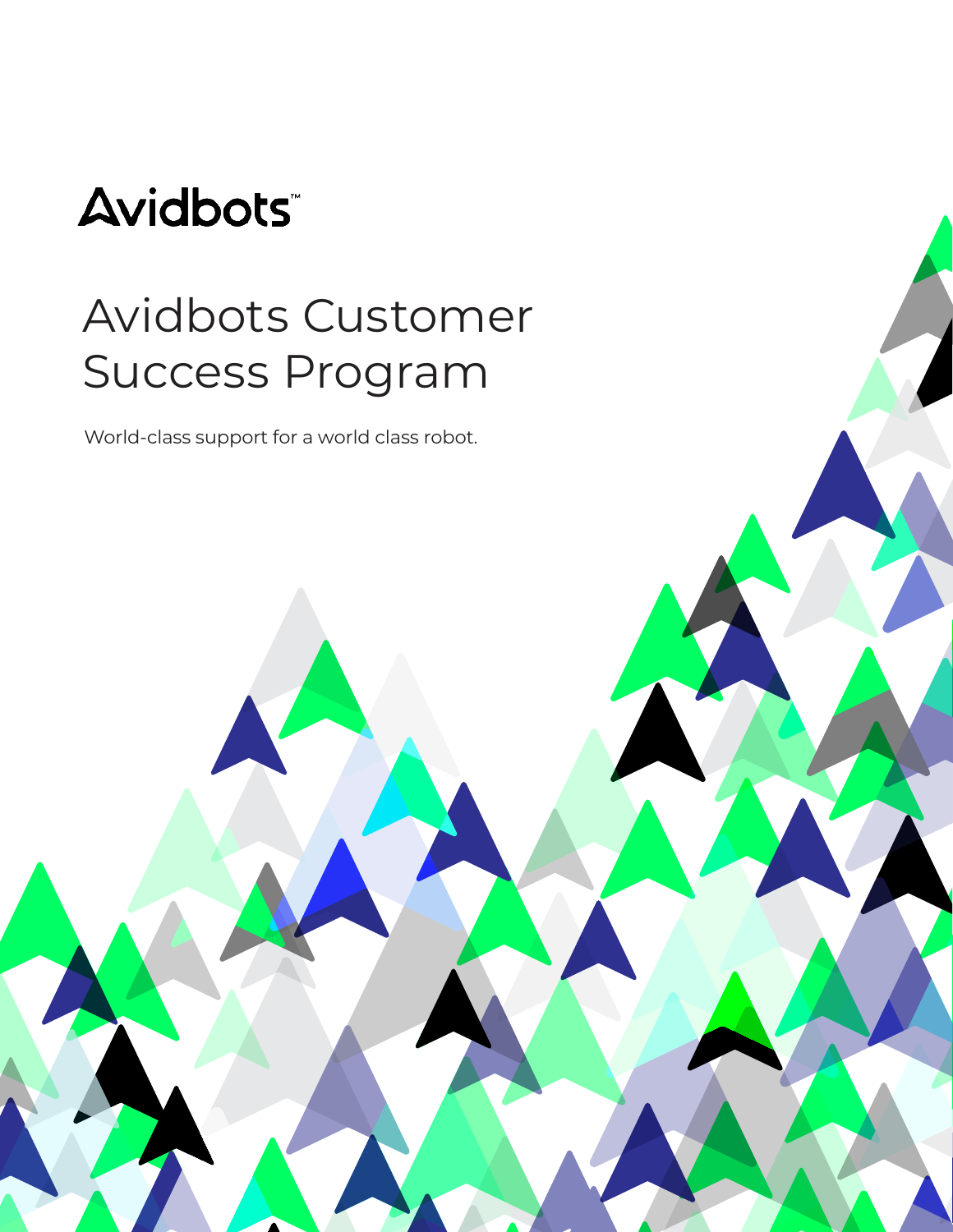Avidbots™

# Avidbots Customer Success Program

World-class support for a world class robot.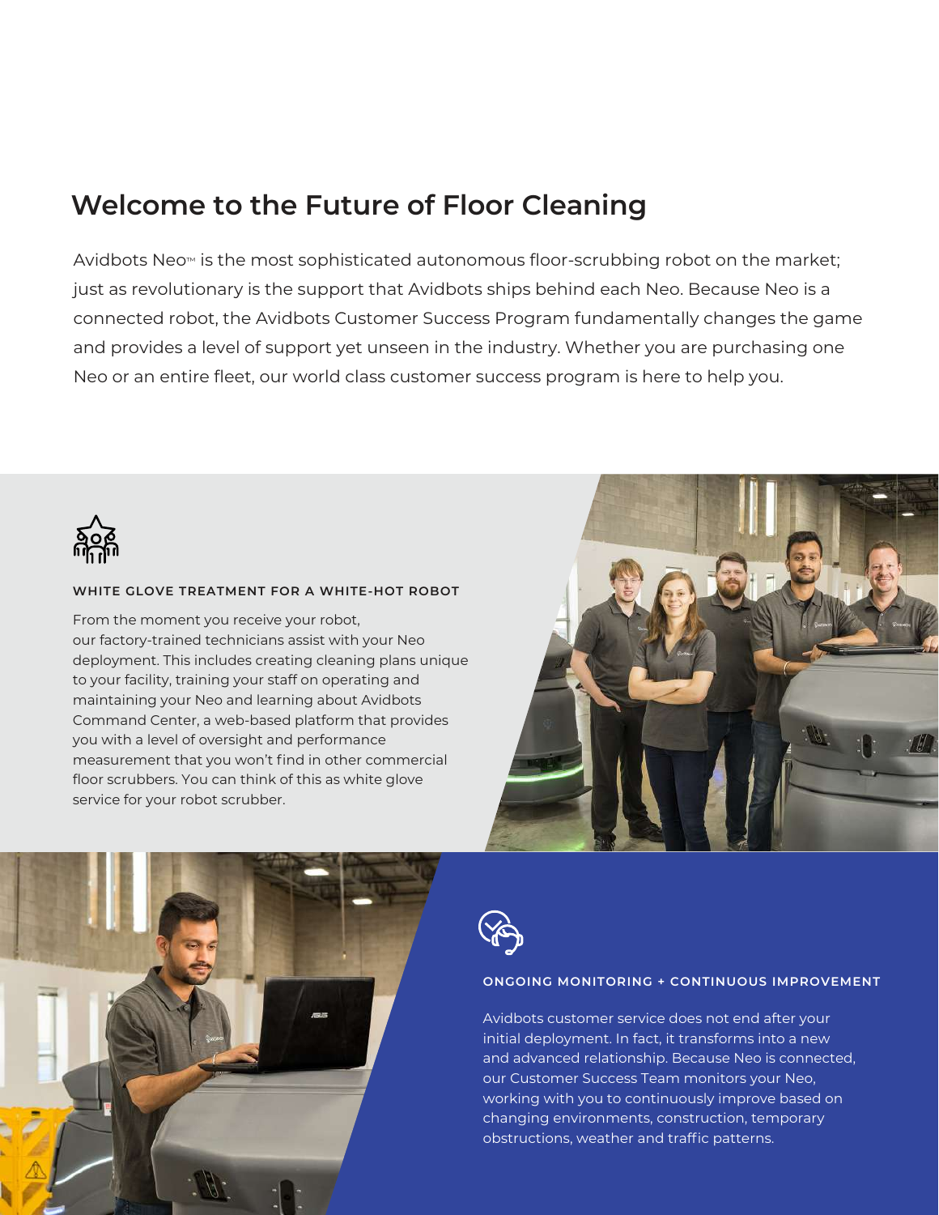# Welcome to the Future of Floor Cleaning

Avidbots Neo™ is the most sophisticated autonomous floor-scrubbing robot on the market; just as revolutionary is the support that Avidbots ships behind each Neo. Because Neo is a connected robot, the Avidbots Customer Success Program fundamentally changes the game and provides a level of support yet unseen in the industry. Whether you are purchasing one Neo or an entire fleet, our world class customer success program is here to help you.

### WHITE GLOVE TREATMENT FOR A WHITE-HOT ROBOT

From the moment you receive your robot, our factory-trained technicians assist with your Neo deployment. This includes creating cleaning plans unique to your facility, training your staff on operating and maintaining your Neo and learning about Avidbots Command Center, a web-based platform that provides you with a level of oversight and performance measurement that you won't find in other commercial floor scrubbers. You can think of this as white glove service for your robot scrubber.

### ONGOING MONITORING + CONTINUOUS IMPROVEMENT

Avidbots customer service does not end after your initial deployment. In fact, it transforms into a new and advanced relationship. Because Neo is connected, our Customer Success Team monitors your Neo, working with you to continuously improve based on changing environments, construction, temporary obstructions, weather and traffic patterns.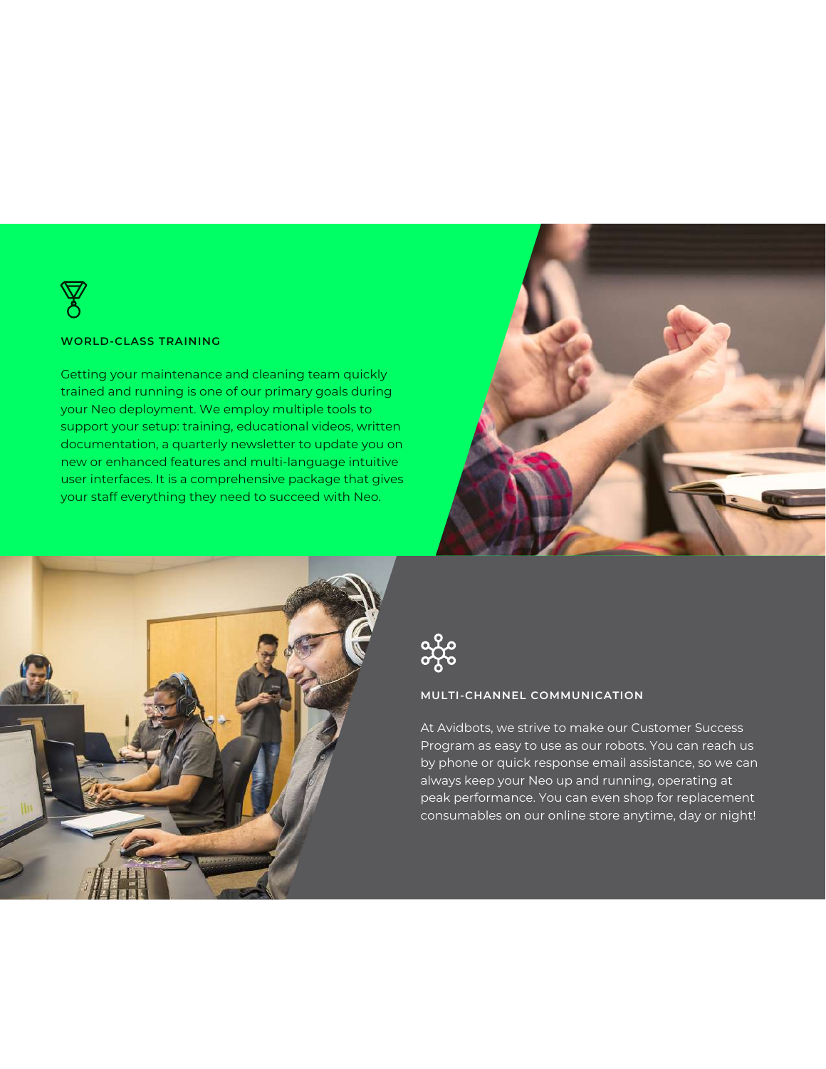## WORLD-CLASS TRAINING

Getting your maintenance and cleaning team quickly trained and running is one of our primary goals during your Neo deployment. We employ multiple tools to support your setup: training, educational videos, written documentation, a quarterly newsletter to update you on new or enhanced features and multi-language intuitive user interfaces. It is a comprehensive package that gives your staff everything they need to succeed with Neo.

## MULTI-CHANNEL COMMUNICATION

At Avidbots, we strive to make our Customer Success Program as easy to use as our robots. You can reach us by phone or quick response email assistance, so we can always keep your Neo up and running, operating at peak performance. You can even shop for replacement consumables on our online store anytime, day or night!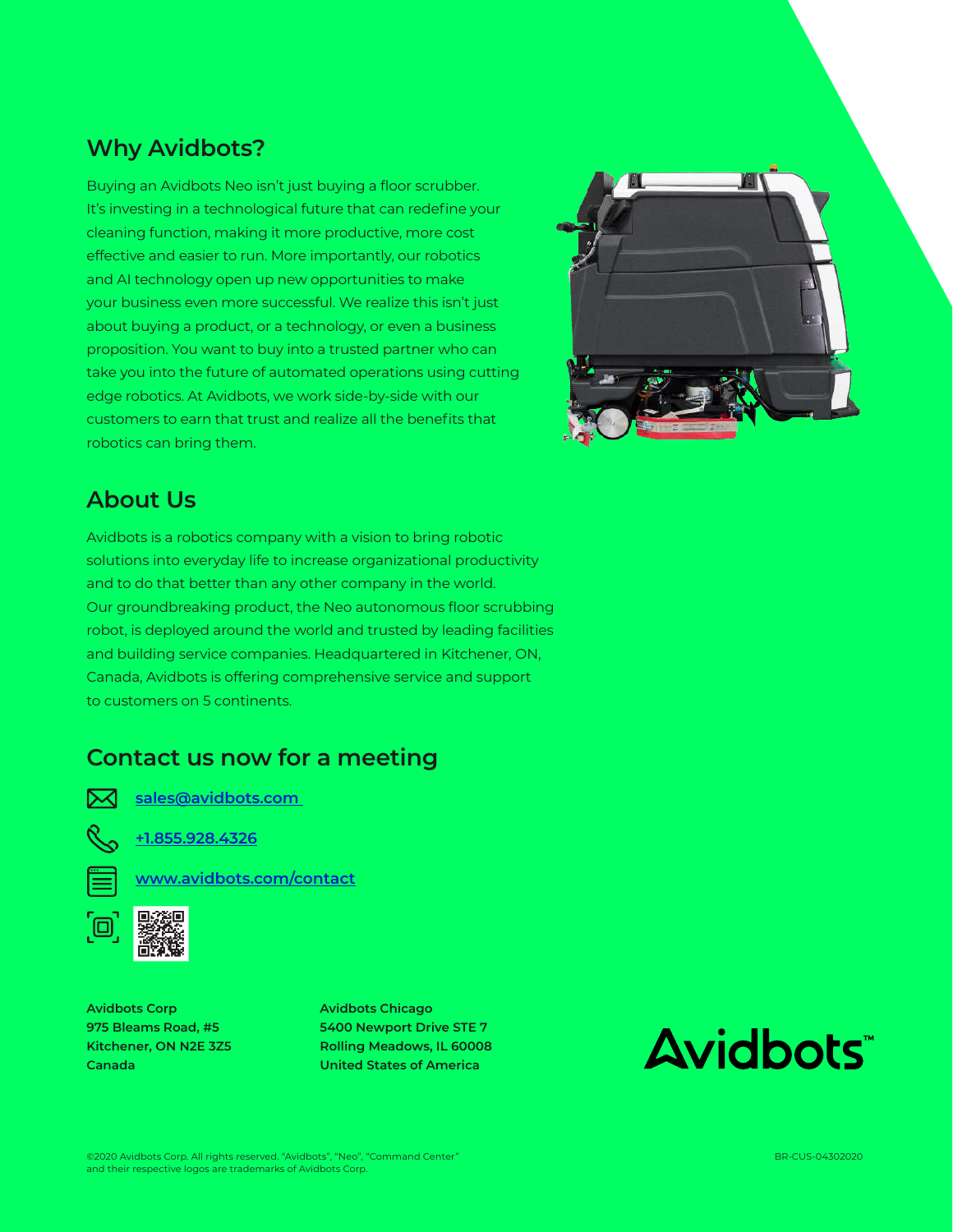## Why Avidbots?

Buying an Avidbots Neo isn't just buying a floor scrubber. It's investing in a technological future that can redefine your cleaning function, making it more productive, more cost effective and easier to run. More importantly, our robotics and AI technology open up new opportunities to make your business even more successful. We realize this isn't just about buying a product, or a technology, or even a business proposition. You want to buy into a trusted partner who can take you into the future of automated operations using cutting edge robotics. At Avidbots, we work side-by-side with our customers to earn that trust and realize all the benefits that robotics can bring them.

## About Us

Avidbots is a robotics company with a vision to bring robotic solutions into everyday life to increase organizational productivity and to do that better than any other company in the world. Our groundbreaking product, the Neo autonomous floor scrubbing robot, is deployed around the world and trusted by leading facilities and building service companies. Headquartered in Kitchener, ON, Canada, Avidbots is offering comprehensive service and support to customers on 5 continents.

## Contact us now for a meeting

sales@avidbots.com

+1.855.928.4326

www.avidbots.com/contact

**Avidbots Corp**
**975 Bleams Road, #5**
**Kitchener, ON N2E 3Z5**
**Canada**

**Avidbots Chicago**
**5400 Newport Drive STE 7**
**Rolling Meadows, IL 60008**
**United States of America**

Avidbots™

©2020 Avidbots Corp. All rights reserved. "Avidbots", "Neo", "Command Center" and their respective logos are trademarks of Avidbots Corp.

BR-CUS-04302020